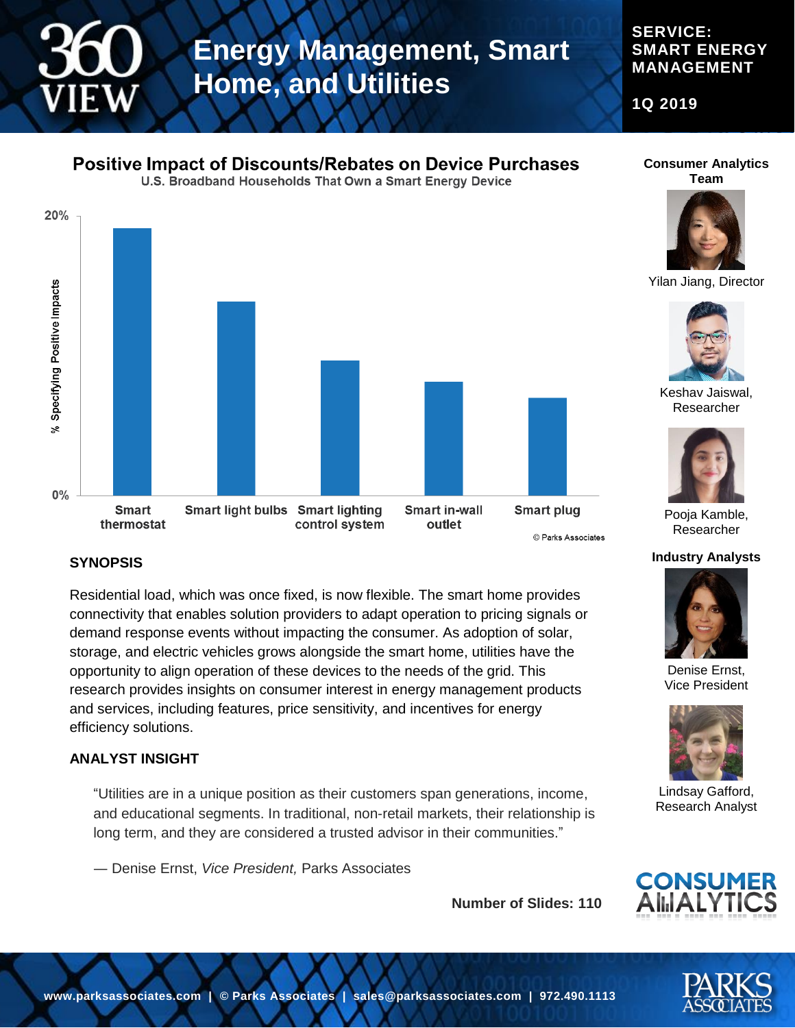# 360 VIEW

# Energy Management, Smart Home, and Utilities

**SERVICE: SMART ENERGY MANAGEMENT**

**1Q 2019**

## Positive Impact of Discounts/Rebates on Device Purchases

U.S. Broadband Households That Own a Smart Energy Device

% Specifying Positive Impacts

20%

0%

Smart thermostat | Smart light bulbs | Smart lighting control system | Smart in-wall outlet | Smart plug

© Parks Associates

### SYNOPSIS

Residential load, which was once fixed, is now flexible. The smart home provides connectivity that enables solution providers to adapt operation to pricing signals or demand response events without impacting the consumer. As adoption of solar, storage, and electric vehicles grows alongside the smart home, utilities have the opportunity to align operation of these devices to the needs of the grid. This research provides insights on consumer interest in energy management products and services, including features, price sensitivity, and incentives for energy efficiency solutions.

### ANALYST INSIGHT

> "Utilities are in a unique position as their customers span generations, income, and educational segments. In traditional, non-retail markets, their relationship is long term, and they are considered a trusted advisor in their communities."
>
> — Denise Ernst, *Vice President,* Parks Associates

**Number of Slides: 110**

**Consumer Analytics Team**

Yilan Jiang, Director

Keshav Jaiswal, Researcher

Pooja Kamble, Researcher

**Industry Analysts**

Denise Ernst, Vice President

Lindsay Gafford, Research Analyst

CONSUMER ANALYTICS

**www.parksassociates.com | © Parks Associates | sales@parksassociates.com | 972.490.1113**

PARKS ASSOCIATES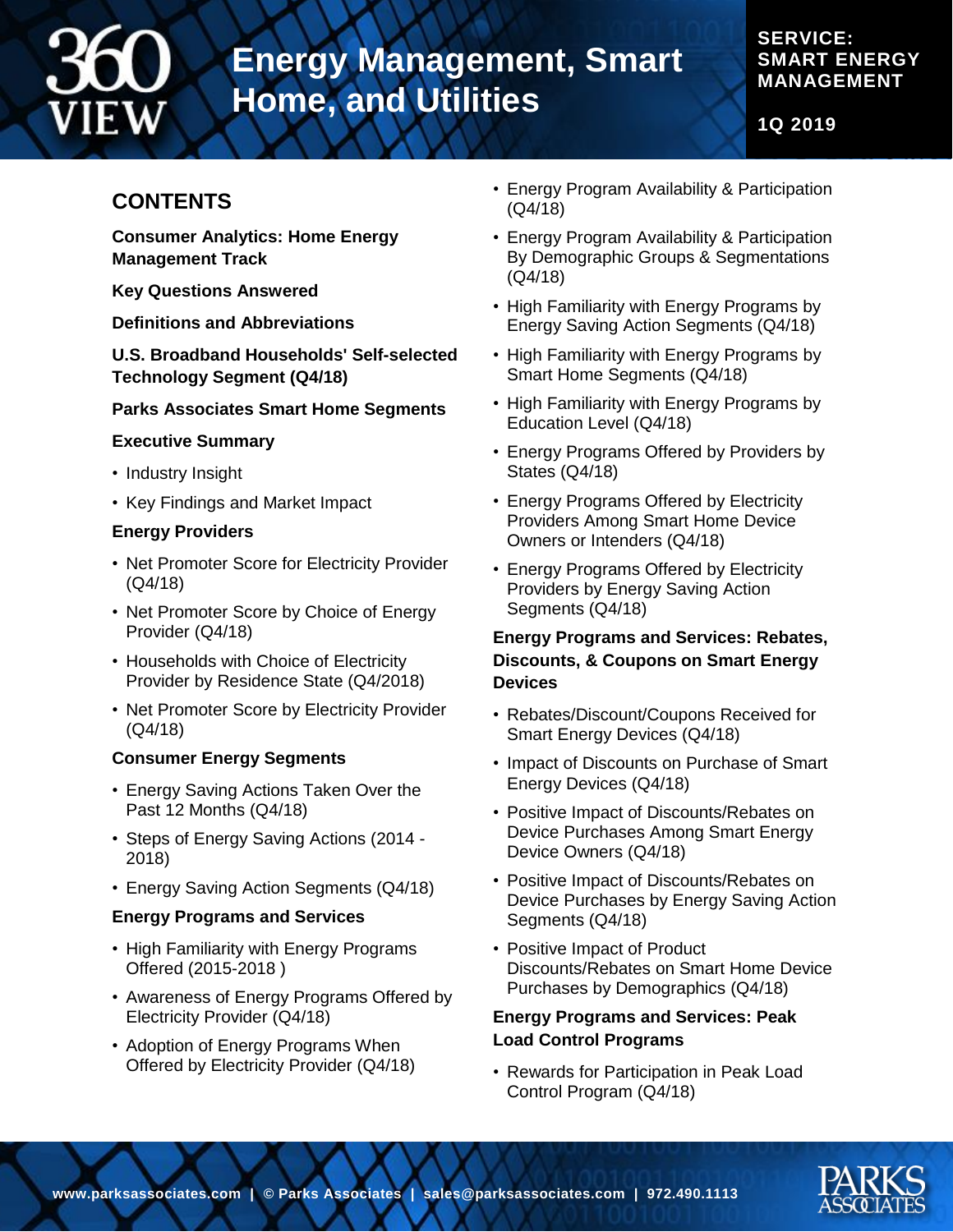## CONTENTS

**Consumer Analytics: Home Energy Management Track**

**Key Questions Answered**

**Definitions and Abbreviations**

**U.S. Broadband Households' Self-selected Technology Segment (Q4/18)**

**Parks Associates Smart Home Segments**

**Executive Summary**

- Industry Insight
- Key Findings and Market Impact

**Energy Providers**

- Net Promoter Score for Electricity Provider (Q4/18)
- Net Promoter Score by Choice of Energy Provider (Q4/18)
- Households with Choice of Electricity Provider by Residence State (Q4/2018)
- Net Promoter Score by Electricity Provider (Q4/18)

**Consumer Energy Segments**

- Energy Saving Actions Taken Over the Past 12 Months (Q4/18)
- Steps of Energy Saving Actions (2014 - 2018)
- Energy Saving Action Segments (Q4/18)

**Energy Programs and Services**

- High Familiarity with Energy Programs Offered (2015-2018 )
- Awareness of Energy Programs Offered by Electricity Provider (Q4/18)
- Adoption of Energy Programs When Offered by Electricity Provider (Q4/18)
- Energy Program Availability & Participation (Q4/18)
- Energy Program Availability & Participation By Demographic Groups & Segmentations (Q4/18)
- High Familiarity with Energy Programs by Energy Saving Action Segments (Q4/18)
- High Familiarity with Energy Programs by Smart Home Segments (Q4/18)
- High Familiarity with Energy Programs by Education Level (Q4/18)
- Energy Programs Offered by Providers by States (Q4/18)
- Energy Programs Offered by Electricity Providers Among Smart Home Device Owners or Intenders (Q4/18)
- Energy Programs Offered by Electricity Providers by Energy Saving Action Segments (Q4/18)

**Energy Programs and Services: Rebates, Discounts, & Coupons on Smart Energy Devices**

- Rebates/Discount/Coupons Received for Smart Energy Devices (Q4/18)
- Impact of Discounts on Purchase of Smart Energy Devices (Q4/18)
- Positive Impact of Discounts/Rebates on Device Purchases Among Smart Energy Device Owners (Q4/18)
- Positive Impact of Discounts/Rebates on Device Purchases by Energy Saving Action Segments (Q4/18)
- Positive Impact of Product Discounts/Rebates on Smart Home Device Purchases by Demographics (Q4/18)

**Energy Programs and Services: Peak Load Control Programs**

- Rewards for Participation in Peak Load Control Program (Q4/18)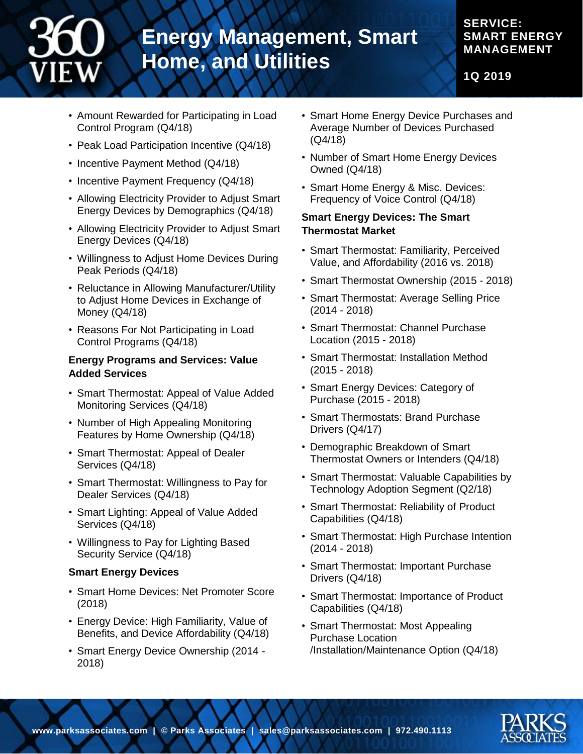- Amount Rewarded for Participating in Load Control Program (Q4/18)
- Peak Load Participation Incentive (Q4/18)
- Incentive Payment Method (Q4/18)
- Incentive Payment Frequency (Q4/18)
- Allowing Electricity Provider to Adjust Smart Energy Devices by Demographics (Q4/18)
- Allowing Electricity Provider to Adjust Smart Energy Devices (Q4/18)
- Willingness to Adjust Home Devices During Peak Periods (Q4/18)
- Reluctance in Allowing Manufacturer/Utility to Adjust Home Devices in Exchange of Money (Q4/18)
- Reasons For Not Participating in Load Control Programs (Q4/18)

**Energy Programs and Services: Value Added Services**

- Smart Thermostat: Appeal of Value Added Monitoring Services (Q4/18)
- Number of High Appealing Monitoring Features by Home Ownership (Q4/18)
- Smart Thermostat: Appeal of Dealer Services (Q4/18)
- Smart Thermostat: Willingness to Pay for Dealer Services (Q4/18)
- Smart Lighting: Appeal of Value Added Services (Q4/18)
- Willingness to Pay for Lighting Based Security Service (Q4/18)

**Smart Energy Devices**

- Smart Home Devices: Net Promoter Score (2018)
- Energy Device: High Familiarity, Value of Benefits, and Device Affordability (Q4/18)
- Smart Energy Device Ownership (2014 - 2018)
- Smart Home Energy Device Purchases and Average Number of Devices Purchased (Q4/18)
- Number of Smart Home Energy Devices Owned (Q4/18)
- Smart Home Energy & Misc. Devices: Frequency of Voice Control (Q4/18)

**Smart Energy Devices: The Smart Thermostat Market**

- Smart Thermostat: Familiarity, Perceived Value, and Affordability (2016 vs. 2018)
- Smart Thermostat Ownership (2015 - 2018)
- Smart Thermostat: Average Selling Price (2014 - 2018)
- Smart Thermostat: Channel Purchase Location (2015 - 2018)
- Smart Thermostat: Installation Method (2015 - 2018)
- Smart Energy Devices: Category of Purchase (2015 - 2018)
- Smart Thermostats: Brand Purchase Drivers (Q4/17)
- Demographic Breakdown of Smart Thermostat Owners or Intenders (Q4/18)
- Smart Thermostat: Valuable Capabilities by Technology Adoption Segment (Q2/18)
- Smart Thermostat: Reliability of Product Capabilities (Q4/18)
- Smart Thermostat: High Purchase Intention (2014 - 2018)
- Smart Thermostat: Important Purchase Drivers (Q4/18)
- Smart Thermostat: Importance of Product Capabilities (Q4/18)
- Smart Thermostat: Most Appealing Purchase Location /Installation/Maintenance Option (Q4/18)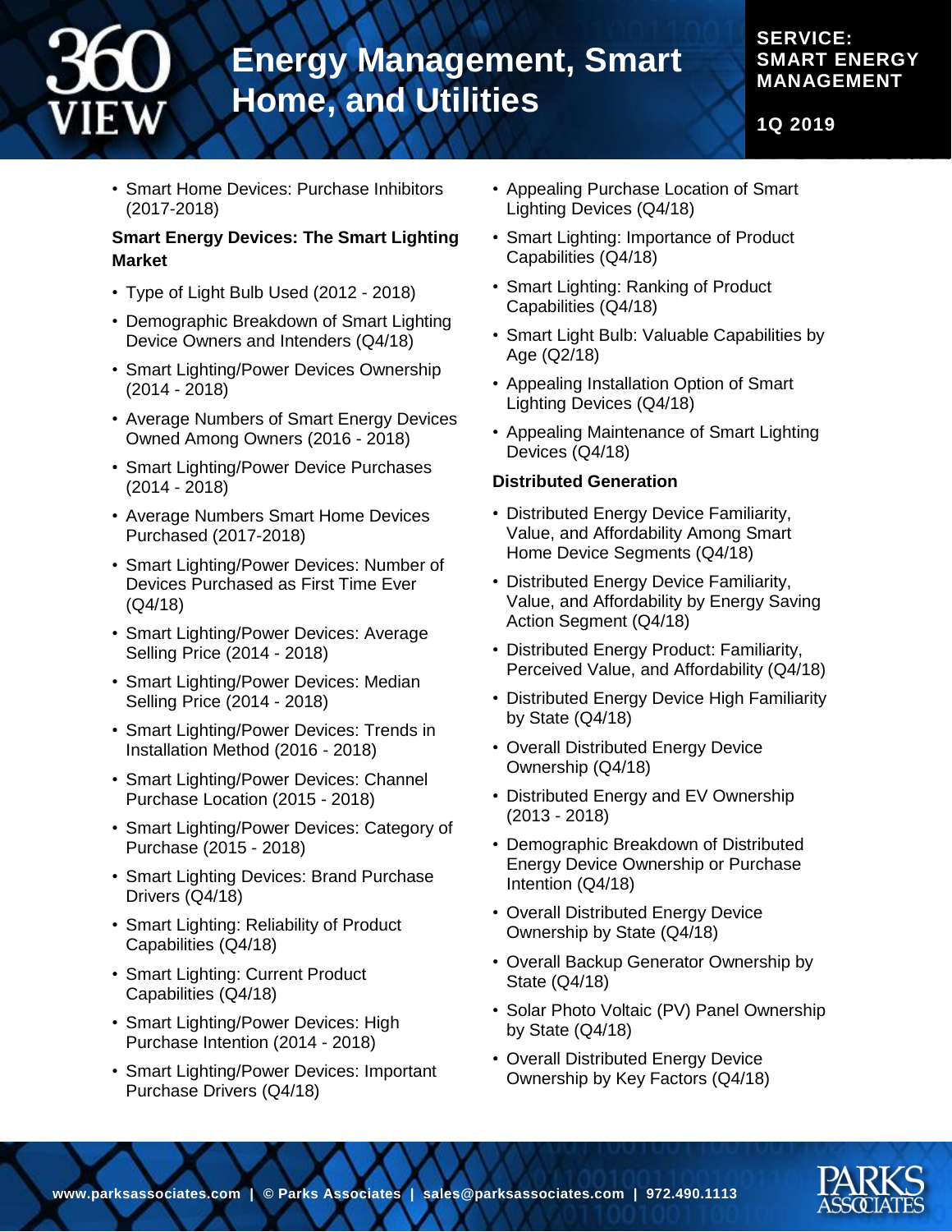- Smart Home Devices: Purchase Inhibitors (2017-2018)

**Smart Energy Devices: The Smart Lighting Market**

- Type of Light Bulb Used (2012 - 2018)
- Demographic Breakdown of Smart Lighting Device Owners and Intenders (Q4/18)
- Smart Lighting/Power Devices Ownership (2014 - 2018)
- Average Numbers of Smart Energy Devices Owned Among Owners (2016 - 2018)
- Smart Lighting/Power Device Purchases (2014 - 2018)
- Average Numbers Smart Home Devices Purchased (2017-2018)
- Smart Lighting/Power Devices: Number of Devices Purchased as First Time Ever (Q4/18)
- Smart Lighting/Power Devices: Average Selling Price (2014 - 2018)
- Smart Lighting/Power Devices: Median Selling Price (2014 - 2018)
- Smart Lighting/Power Devices: Trends in Installation Method (2016 - 2018)
- Smart Lighting/Power Devices: Channel Purchase Location (2015 - 2018)
- Smart Lighting/Power Devices: Category of Purchase (2015 - 2018)
- Smart Lighting Devices: Brand Purchase Drivers (Q4/18)
- Smart Lighting: Reliability of Product Capabilities (Q4/18)
- Smart Lighting: Current Product Capabilities (Q4/18)
- Smart Lighting/Power Devices: High Purchase Intention (2014 - 2018)
- Smart Lighting/Power Devices: Important Purchase Drivers (Q4/18)
- Appealing Purchase Location of Smart Lighting Devices (Q4/18)
- Smart Lighting: Importance of Product Capabilities (Q4/18)
- Smart Lighting: Ranking of Product Capabilities (Q4/18)
- Smart Light Bulb: Valuable Capabilities by Age (Q2/18)
- Appealing Installation Option of Smart Lighting Devices (Q4/18)
- Appealing Maintenance of Smart Lighting Devices (Q4/18)

**Distributed Generation**

- Distributed Energy Device Familiarity, Value, and Affordability Among Smart Home Device Segments (Q4/18)
- Distributed Energy Device Familiarity, Value, and Affordability by Energy Saving Action Segment (Q4/18)
- Distributed Energy Product: Familiarity, Perceived Value, and Affordability (Q4/18)
- Distributed Energy Device High Familiarity by State (Q4/18)
- Overall Distributed Energy Device Ownership (Q4/18)
- Distributed Energy and EV Ownership (2013 - 2018)
- Demographic Breakdown of Distributed Energy Device Ownership or Purchase Intention (Q4/18)
- Overall Distributed Energy Device Ownership by State (Q4/18)
- Overall Backup Generator Ownership by State (Q4/18)
- Solar Photo Voltaic (PV) Panel Ownership by State (Q4/18)
- Overall Distributed Energy Device Ownership by Key Factors (Q4/18)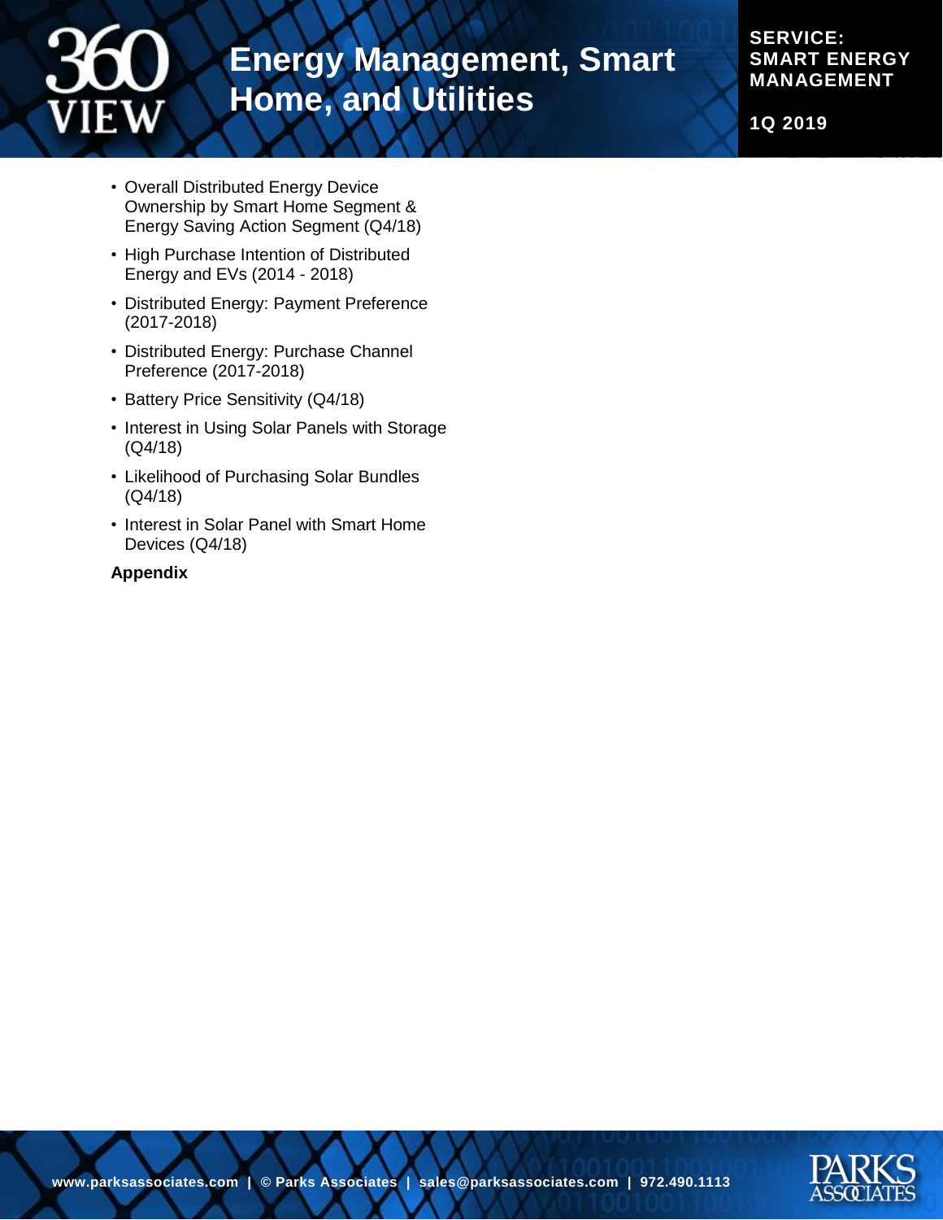- Overall Distributed Energy Device Ownership by Smart Home Segment & Energy Saving Action Segment (Q4/18)
- High Purchase Intention of Distributed Energy and EVs (2014 - 2018)
- Distributed Energy: Payment Preference (2017-2018)
- Distributed Energy: Purchase Channel Preference (2017-2018)
- Battery Price Sensitivity (Q4/18)
- Interest in Using Solar Panels with Storage (Q4/18)
- Likelihood of Purchasing Solar Bundles (Q4/18)
- Interest in Solar Panel with Smart Home Devices (Q4/18)

**Appendix**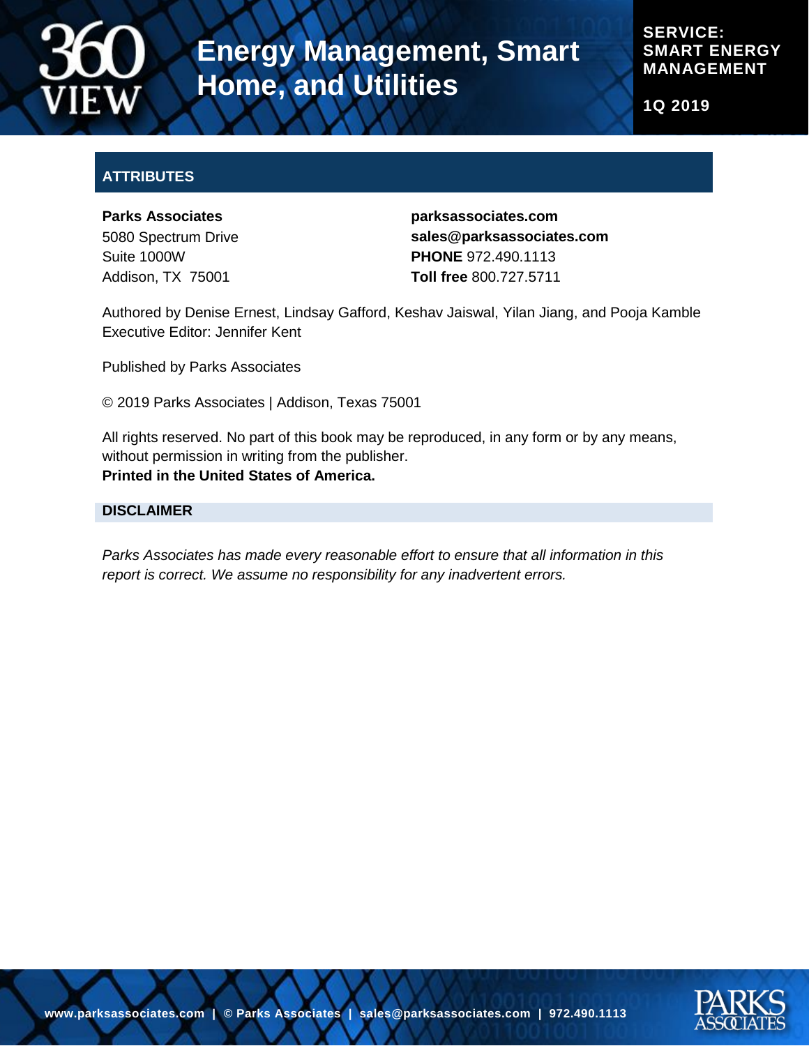# Energy Management, Smart Home, and Utilities

**SERVICE: SMART ENERGY MANAGEMENT**

**1Q 2019**

## ATTRIBUTES

**Parks Associates**
5080 Spectrum Drive
Suite 1000W
Addison, TX 75001

**parksassociates.com**
**sales@parksassociates.com**
**PHONE** 972.490.1113
**Toll free** 800.727.5711

Authored by Denise Ernest, Lindsay Gafford, Keshav Jaiswal, Yilan Jiang, and Pooja Kamble
Executive Editor: Jennifer Kent

Published by Parks Associates

© 2019 Parks Associates | Addison, Texas 75001

All rights reserved. No part of this book may be reproduced, in any form or by any means, without permission in writing from the publisher.
**Printed in the United States of America.**

## DISCLAIMER

*Parks Associates has made every reasonable effort to ensure that all information in this report is correct. We assume no responsibility for any inadvertent errors.*